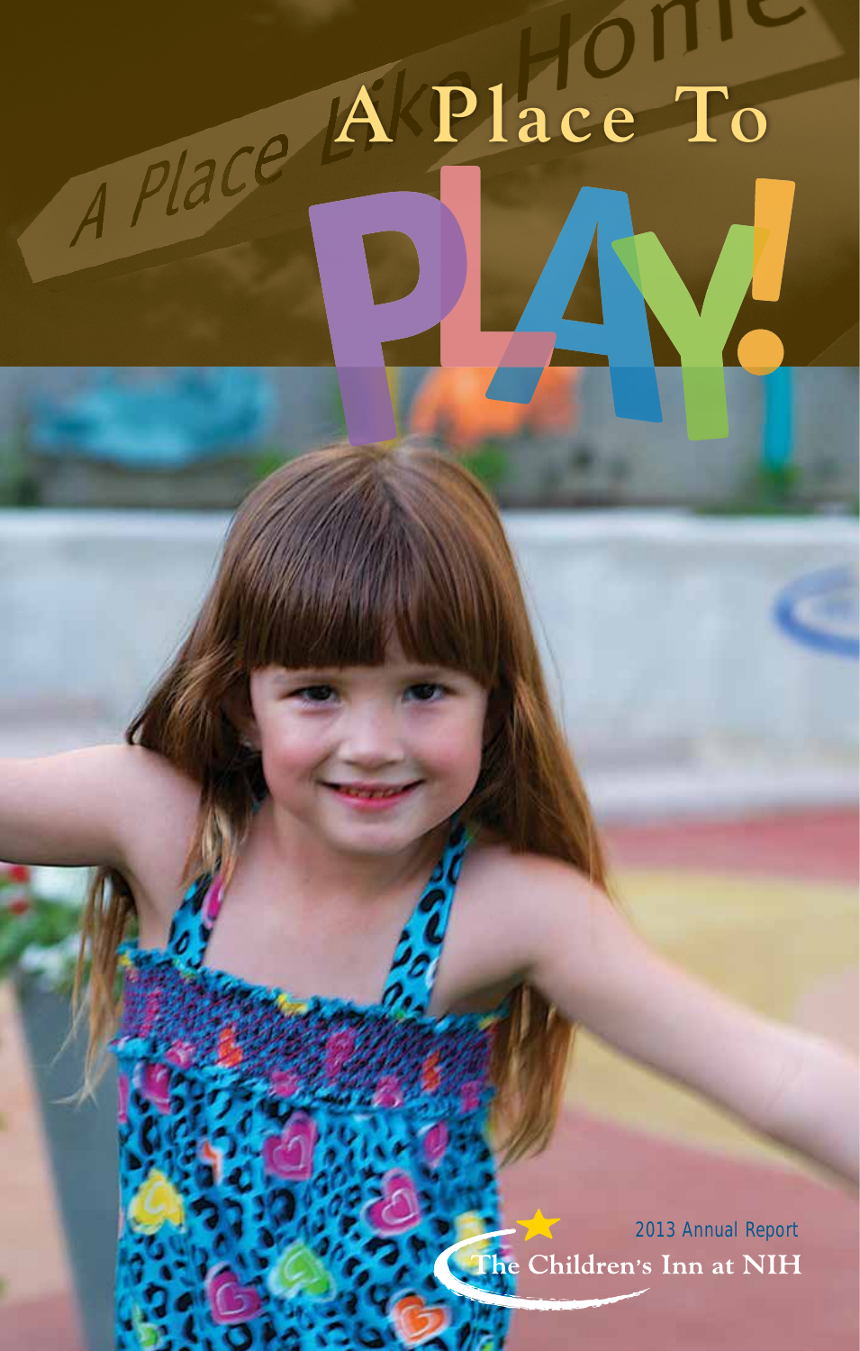# A Place To PLAY!

2013 Annual Report

The Children's Inn at NIH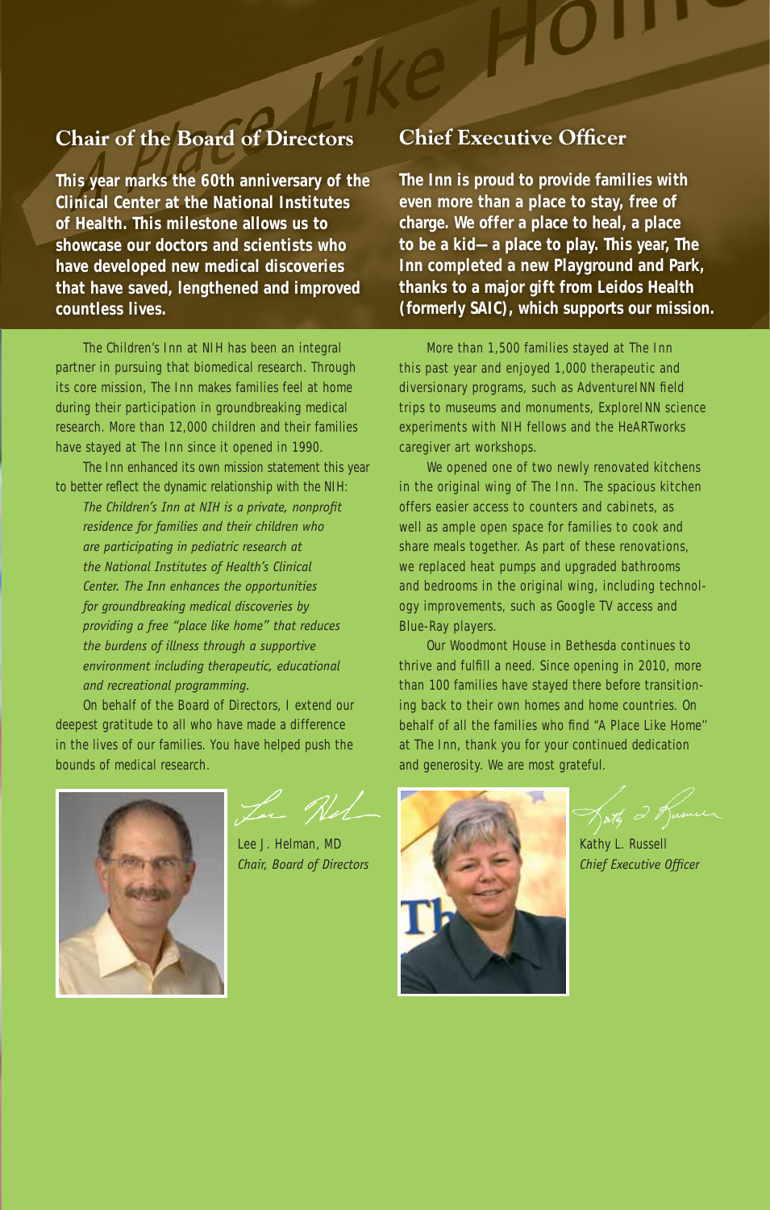## Chair of the Board of Directors

**This year marks the 60th anniversary of the Clinical Center at the National Institutes of Health. This milestone allows us to showcase our doctors and scientists who have developed new medical discoveries that have saved, lengthened and improved countless lives.**

The Children's Inn at NIH has been an integral partner in pursuing that biomedical research. Through its core mission, The Inn makes families feel at home during their participation in groundbreaking medical research. More than 12,000 children and their families have stayed at The Inn since it opened in 1990.

The Inn enhanced its own mission statement this year to better reflect the dynamic relationship with the NIH:

> *The Children's Inn at NIH is a private, nonprofit residence for families and their children who are participating in pediatric research at the National Institutes of Health's Clinical Center. The Inn enhances the opportunities for groundbreaking medical discoveries by providing a free "place like home" that reduces the burdens of illness through a supportive environment including therapeutic, educational and recreational programming.*

On behalf of the Board of Directors, I extend our deepest gratitude to all who have made a difference in the lives of our families. You have helped push the bounds of medical research.

Lee J. Helman, MD
*Chair, Board of Directors*

## Chief Executive Officer

**The Inn is proud to provide families with even more than a place to stay, free of charge. We offer a place to heal, a place to be a kid—a place to play. This year, The Inn completed a new Playground and Park, thanks to a major gift from Leidos Health (formerly SAIC), which supports our mission.**

More than 1,500 families stayed at The Inn this past year and enjoyed 1,000 therapeutic and diversionary programs, such as AdventureINN field trips to museums and monuments, ExploreINN science experiments with NIH fellows and the HeARTworks caregiver art workshops.

We opened one of two newly renovated kitchens in the original wing of The Inn. The spacious kitchen offers easier access to counters and cabinets, as well as ample open space for families to cook and share meals together. As part of these renovations, we replaced heat pumps and upgraded bathrooms and bedrooms in the original wing, including technology improvements, such as Google TV access and Blue-Ray players.

Our Woodmont House in Bethesda continues to thrive and fulfill a need. Since opening in 2010, more than 100 families have stayed there before transitioning back to their own homes and home countries. On behalf of all the families who find "A Place Like Home" at The Inn, thank you for your continued dedication and generosity. We are most grateful.

Kathy L. Russell
*Chief Executive Officer*